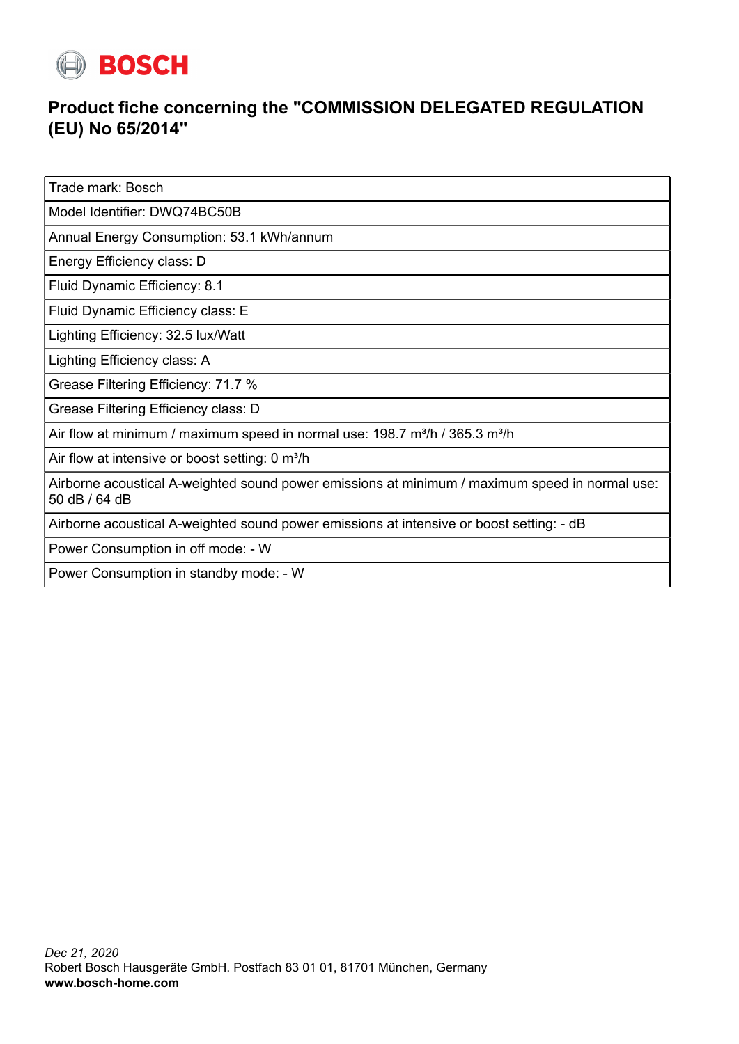BOSCH

# Product fiche concerning the "COMMISSION DELEGATED REGULATION (EU) No 65/2014"

| Trade mark: Bosch |
|---|
| Model Identifier: DWQ74BC50B |
| Annual Energy Consumption: 53.1 kWh/annum |
| Energy Efficiency class: D |
| Fluid Dynamic Efficiency: 8.1 |
| Fluid Dynamic Efficiency class: E |
| Lighting Efficiency: 32.5 lux/Watt |
| Lighting Efficiency class: A |
| Grease Filtering Efficiency: 71.7 % |
| Grease Filtering Efficiency class: D |
| Air flow at minimum / maximum speed in normal use: 198.7 m³/h / 365.3 m³/h |
| Air flow at intensive or boost setting: 0 m³/h |
| Airborne acoustical A-weighted sound power emissions at minimum / maximum speed in normal use: 50 dB / 64 dB |
| Airborne acoustical A-weighted sound power emissions at intensive or boost setting: - dB |
| Power Consumption in off mode: - W |
| Power Consumption in standby mode: - W |

*Dec 21, 2020*
Robert Bosch Hausgeräte GmbH. Postfach 83 01 01, 81701 München, Germany
**www.bosch-home.com**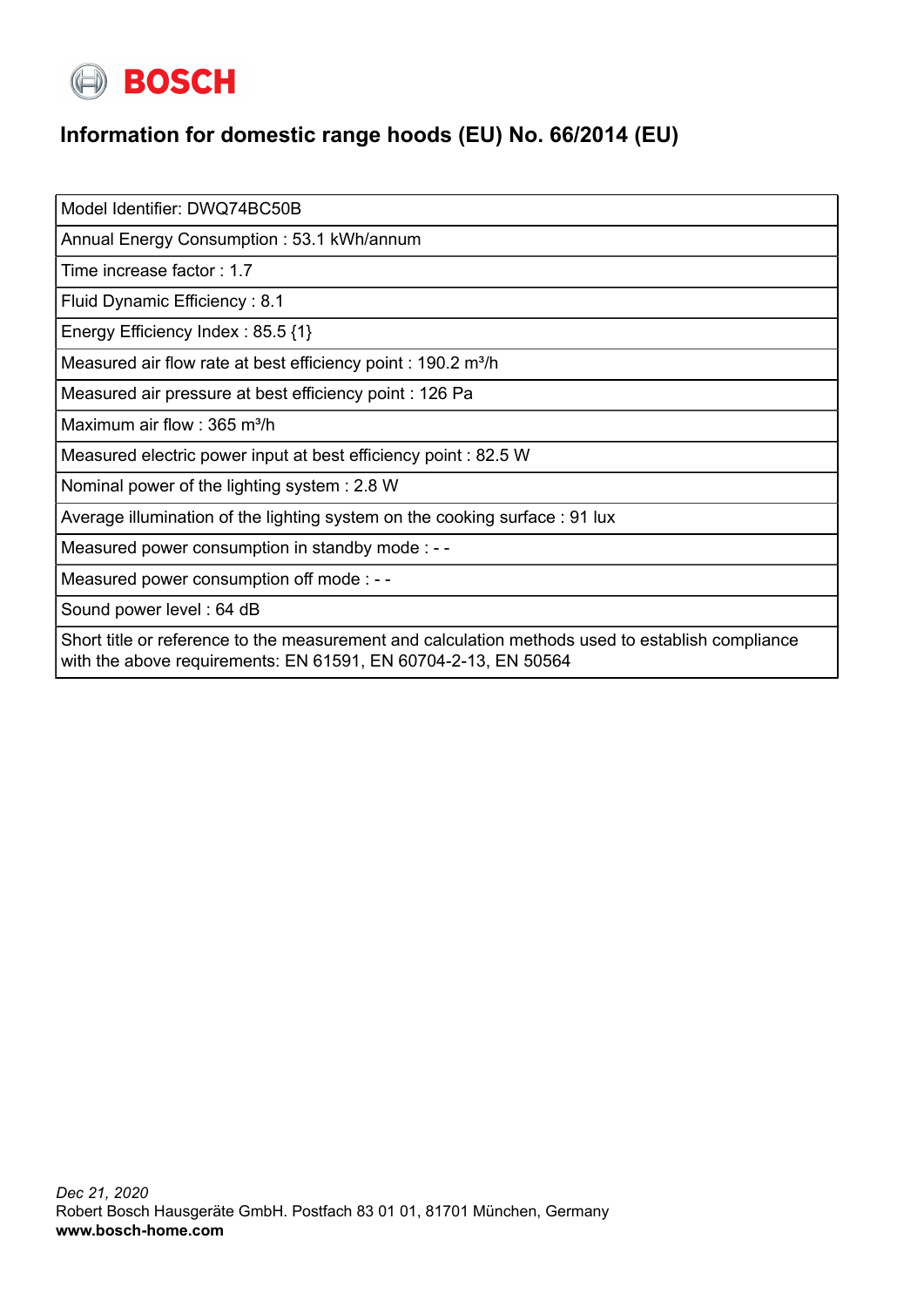BOSCH

## Information for domestic range hoods (EU) No. 66/2014 (EU)

| |
|---|
| Model Identifier: DWQ74BC50B |
| Annual Energy Consumption : 53.1 kWh/annum |
| Time increase factor : 1.7 |
| Fluid Dynamic Efficiency : 8.1 |
| Energy Efficiency Index : 85.5 {1} |
| Measured air flow rate at best efficiency point : 190.2 m³/h |
| Measured air pressure at best efficiency point : 126 Pa |
| Maximum air flow : 365 m³/h |
| Measured electric power input at best efficiency point : 82.5 W |
| Nominal power of the lighting system : 2.8 W |
| Average illumination of the lighting system on the cooking surface : 91 lux |
| Measured power consumption in standby mode : - - |
| Measured power consumption off mode : - - |
| Sound power level : 64 dB |
| Short title or reference to the measurement and calculation methods used to establish compliance with the above requirements: EN 61591, EN 60704-2-13, EN 50564 |

*Dec 21, 2020*
Robert Bosch Hausgeräte GmbH. Postfach 83 01 01, 81701 München, Germany
**www.bosch-home.com**